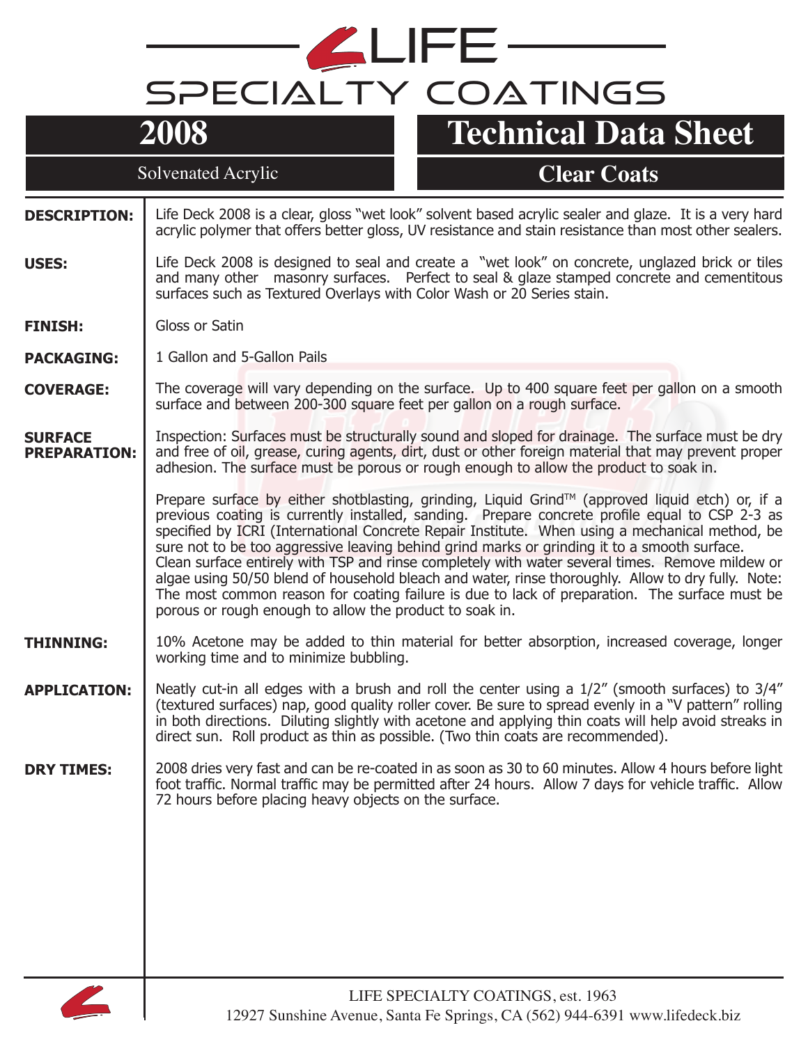# LIFE SPECIALTY COATINGS

## 2008 — Technical Data Sheet

### Solvenated Acrylic — Clear Coats

**DESCRIPTION:** Life Deck 2008 is a clear, gloss "wet look" solvent based acrylic sealer and glaze. It is a very hard acrylic polymer that offers better gloss, UV resistance and stain resistance than most other sealers.

**USES:** Life Deck 2008 is designed to seal and create a "wet look" on concrete, unglazed brick or tiles and many other masonry surfaces. Perfect to seal & glaze stamped concrete and cementitous surfaces such as Textured Overlays with Color Wash or 20 Series stain.

**FINISH:** Gloss or Satin

**PACKAGING:** 1 Gallon and 5-Gallon Pails

**COVERAGE:** The coverage will vary depending on the surface. Up to 400 square feet per gallon on a smooth surface and between 200-300 square feet per gallon on a rough surface.

**SURFACE PREPARATION:** Inspection: Surfaces must be structurally sound and sloped for drainage. The surface must be dry and free of oil, grease, curing agents, dirt, dust or other foreign material that may prevent proper adhesion. The surface must be porous or rough enough to allow the product to soak in.

Prepare surface by either shotblasting, grinding, Liquid Grind™ (approved liquid etch) or, if a previous coating is currently installed, sanding. Prepare concrete profile equal to CSP 2-3 as specified by ICRI (International Concrete Repair Institute. When using a mechanical method, be sure not to be too aggressive leaving behind grind marks or grinding it to a smooth surface. Clean surface entirely with TSP and rinse completely with water several times. Remove mildew or algae using 50/50 blend of household bleach and water, rinse thoroughly. Allow to dry fully. Note: The most common reason for coating failure is due to lack of preparation. The surface must be porous or rough enough to allow the product to soak in.

**THINNING:** 10% Acetone may be added to thin material for better absorption, increased coverage, longer working time and to minimize bubbling.

**APPLICATION:** Neatly cut-in all edges with a brush and roll the center using a 1/2" (smooth surfaces) to 3/4" (textured surfaces) nap, good quality roller cover. Be sure to spread evenly in a "V pattern" rolling in both directions. Diluting slightly with acetone and applying thin coats will help avoid streaks in direct sun. Roll product as thin as possible. (Two thin coats are recommended).

**DRY TIMES:** 2008 dries very fast and can be re-coated in as soon as 30 to 60 minutes. Allow 4 hours before light foot traffic. Normal traffic may be permitted after 24 hours. Allow 7 days for vehicle traffic. Allow 72 hours before placing heavy objects on the surface.

LIFE SPECIALTY COATINGS, est. 1963
12927 Sunshine Avenue, Santa Fe Springs, CA (562) 944-6391 www.lifedeck.biz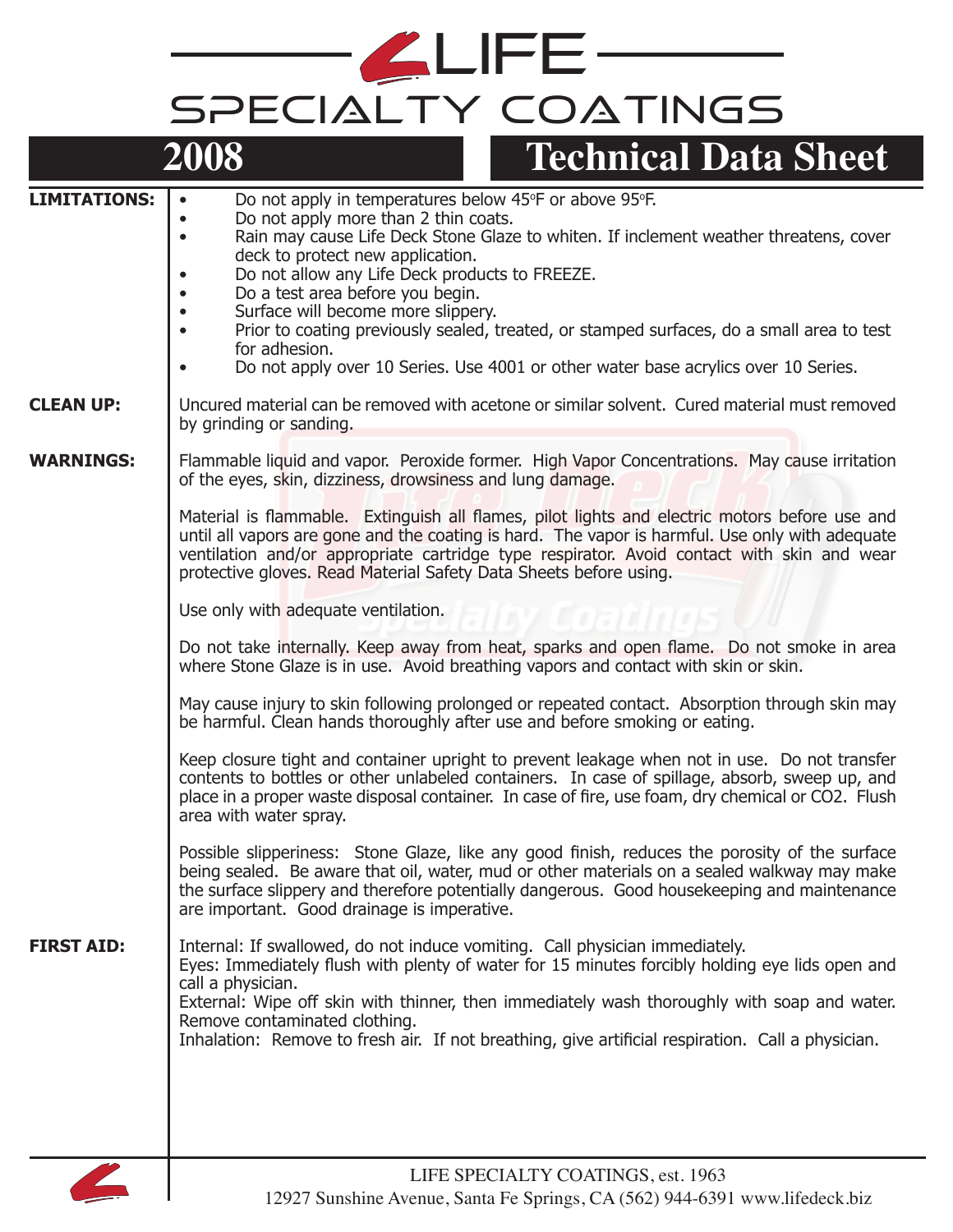# LIFE SPECIALTY COATINGS

## 2008 Technical Data Sheet

**LIMITATIONS:**

- Do not apply in temperatures below 45°F or above 95°F.
- Do not apply more than 2 thin coats.
- Rain may cause Life Deck Stone Glaze to whiten. If inclement weather threatens, cover deck to protect new application.
- Do not allow any Life Deck products to FREEZE.
- Do a test area before you begin.
- Surface will become more slippery.
- Prior to coating previously sealed, treated, or stamped surfaces, do a small area to test for adhesion.
- Do not apply over 10 Series. Use 4001 or other water base acrylics over 10 Series.

**CLEAN UP:**

Uncured material can be removed with acetone or similar solvent. Cured material must removed by grinding or sanding.

**WARNINGS:**

Flammable liquid and vapor. Peroxide former. High Vapor Concentrations. May cause irritation of the eyes, skin, dizziness, drowsiness and lung damage.

Material is flammable. Extinguish all flames, pilot lights and electric motors before use and until all vapors are gone and the coating is hard. The vapor is harmful. Use only with adequate ventilation and/or appropriate cartridge type respirator. Avoid contact with skin and wear protective gloves. Read Material Safety Data Sheets before using.

Use only with adequate ventilation.

Do not take internally. Keep away from heat, sparks and open flame. Do not smoke in area where Stone Glaze is in use. Avoid breathing vapors and contact with skin or skin.

May cause injury to skin following prolonged or repeated contact. Absorption through skin may be harmful. Clean hands thoroughly after use and before smoking or eating.

Keep closure tight and container upright to prevent leakage when not in use. Do not transfer contents to bottles or other unlabeled containers. In case of spillage, absorb, sweep up, and place in a proper waste disposal container. In case of fire, use foam, dry chemical or $CO_2$. Flush area with water spray.

Possible slipperiness: Stone Glaze, like any good finish, reduces the porosity of the surface being sealed. Be aware that oil, water, mud or other materials on a sealed walkway may make the surface slippery and therefore potentially dangerous. Good housekeeping and maintenance are important. Good drainage is imperative.

**FIRST AID:**

Internal: If swallowed, do not induce vomiting. Call physician immediately.
Eyes: Immediately flush with plenty of water for 15 minutes forcibly holding eye lids open and call a physician.
External: Wipe off skin with thinner, then immediately wash thoroughly with soap and water. Remove contaminated clothing.
Inhalation: Remove to fresh air. If not breathing, give artificial respiration. Call a physician.

LIFE SPECIALTY COATINGS, est. 1963
12927 Sunshine Avenue, Santa Fe Springs, CA (562) 944-6391 www.lifedeck.biz